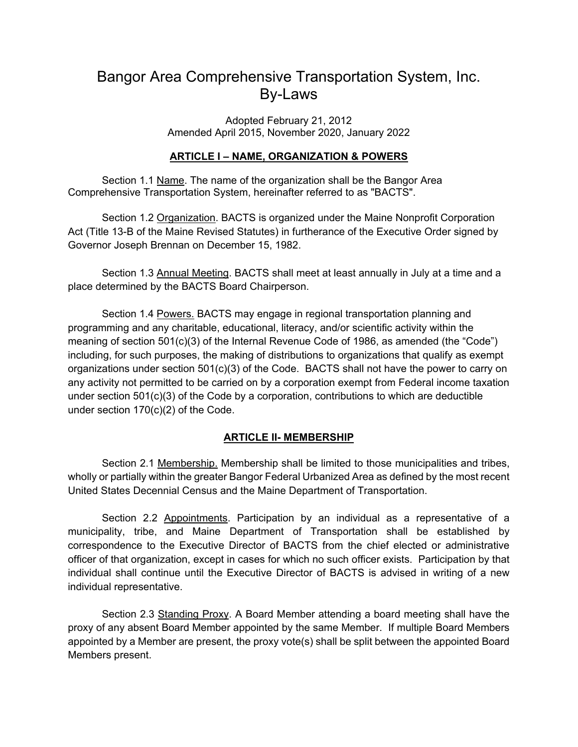# Bangor Area Comprehensive Transportation System, Inc.
# By-Laws

Adopted February 21, 2012
Amended April 2015, November 2020, January 2022

## ARTICLE I – NAME, ORGANIZATION & POWERS

Section 1.1 Name. The name of the organization shall be the Bangor Area Comprehensive Transportation System, hereinafter referred to as "BACTS".

Section 1.2 Organization. BACTS is organized under the Maine Nonprofit Corporation Act (Title 13-B of the Maine Revised Statutes) in furtherance of the Executive Order signed by Governor Joseph Brennan on December 15, 1982.

Section 1.3 Annual Meeting. BACTS shall meet at least annually in July at a time and a place determined by the BACTS Board Chairperson.

Section 1.4 Powers. BACTS may engage in regional transportation planning and programming and any charitable, educational, literacy, and/or scientific activity within the meaning of section 501(c)(3) of the Internal Revenue Code of 1986, as amended (the "Code") including, for such purposes, the making of distributions to organizations that qualify as exempt organizations under section 501(c)(3) of the Code. BACTS shall not have the power to carry on any activity not permitted to be carried on by a corporation exempt from Federal income taxation under section 501(c)(3) of the Code by a corporation, contributions to which are deductible under section 170(c)(2) of the Code.

## ARTICLE II- MEMBERSHIP

Section 2.1 Membership. Membership shall be limited to those municipalities and tribes, wholly or partially within the greater Bangor Federal Urbanized Area as defined by the most recent United States Decennial Census and the Maine Department of Transportation.

Section 2.2 Appointments. Participation by an individual as a representative of a municipality, tribe, and Maine Department of Transportation shall be established by correspondence to the Executive Director of BACTS from the chief elected or administrative officer of that organization, except in cases for which no such officer exists. Participation by that individual shall continue until the Executive Director of BACTS is advised in writing of a new individual representative.

Section 2.3 Standing Proxy. A Board Member attending a board meeting shall have the proxy of any absent Board Member appointed by the same Member. If multiple Board Members appointed by a Member are present, the proxy vote(s) shall be split between the appointed Board Members present.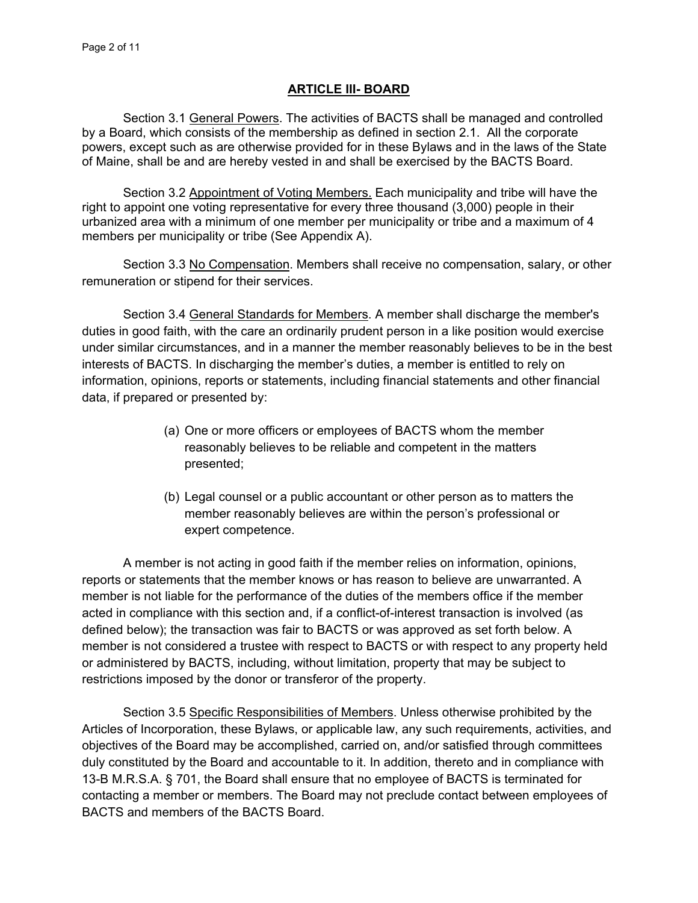## ARTICLE III- BOARD

Section 3.1 General Powers. The activities of BACTS shall be managed and controlled by a Board, which consists of the membership as defined in section 2.1. All the corporate powers, except such as are otherwise provided for in these Bylaws and in the laws of the State of Maine, shall be and are hereby vested in and shall be exercised by the BACTS Board.

Section 3.2 Appointment of Voting Members. Each municipality and tribe will have the right to appoint one voting representative for every three thousand (3,000) people in their urbanized area with a minimum of one member per municipality or tribe and a maximum of 4 members per municipality or tribe (See Appendix A).

Section 3.3 No Compensation. Members shall receive no compensation, salary, or other remuneration or stipend for their services.

Section 3.4 General Standards for Members. A member shall discharge the member's duties in good faith, with the care an ordinarily prudent person in a like position would exercise under similar circumstances, and in a manner the member reasonably believes to be in the best interests of BACTS. In discharging the member's duties, a member is entitled to rely on information, opinions, reports or statements, including financial statements and other financial data, if prepared or presented by:

(a) One or more officers or employees of BACTS whom the member reasonably believes to be reliable and competent in the matters presented;

(b) Legal counsel or a public accountant or other person as to matters the member reasonably believes are within the person's professional or expert competence.

A member is not acting in good faith if the member relies on information, opinions, reports or statements that the member knows or has reason to believe are unwarranted. A member is not liable for the performance of the duties of the members office if the member acted in compliance with this section and, if a conflict-of-interest transaction is involved (as defined below); the transaction was fair to BACTS or was approved as set forth below. A member is not considered a trustee with respect to BACTS or with respect to any property held or administered by BACTS, including, without limitation, property that may be subject to restrictions imposed by the donor or transferor of the property.

Section 3.5 Specific Responsibilities of Members. Unless otherwise prohibited by the Articles of Incorporation, these Bylaws, or applicable law, any such requirements, activities, and objectives of the Board may be accomplished, carried on, and/or satisfied through committees duly constituted by the Board and accountable to it. In addition, thereto and in compliance with 13-B M.R.S.A. § 701, the Board shall ensure that no employee of BACTS is terminated for contacting a member or members. The Board may not preclude contact between employees of BACTS and members of the BACTS Board.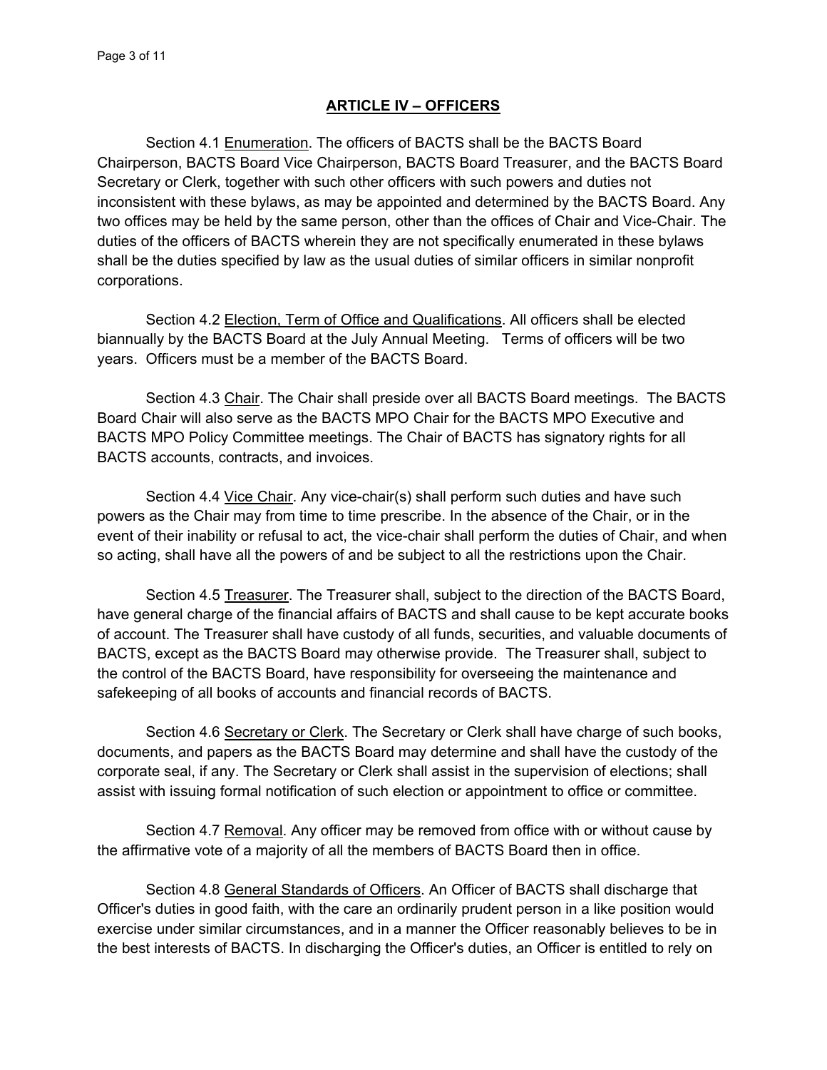## ARTICLE IV – OFFICERS

Section 4.1 Enumeration. The officers of BACTS shall be the BACTS Board Chairperson, BACTS Board Vice Chairperson, BACTS Board Treasurer, and the BACTS Board Secretary or Clerk, together with such other officers with such powers and duties not inconsistent with these bylaws, as may be appointed and determined by the BACTS Board. Any two offices may be held by the same person, other than the offices of Chair and Vice-Chair. The duties of the officers of BACTS wherein they are not specifically enumerated in these bylaws shall be the duties specified by law as the usual duties of similar officers in similar nonprofit corporations.

Section 4.2 Election, Term of Office and Qualifications. All officers shall be elected biannually by the BACTS Board at the July Annual Meeting. Terms of officers will be two years. Officers must be a member of the BACTS Board.

Section 4.3 Chair. The Chair shall preside over all BACTS Board meetings. The BACTS Board Chair will also serve as the BACTS MPO Chair for the BACTS MPO Executive and BACTS MPO Policy Committee meetings. The Chair of BACTS has signatory rights for all BACTS accounts, contracts, and invoices.

Section 4.4 Vice Chair. Any vice-chair(s) shall perform such duties and have such powers as the Chair may from time to time prescribe. In the absence of the Chair, or in the event of their inability or refusal to act, the vice-chair shall perform the duties of Chair, and when so acting, shall have all the powers of and be subject to all the restrictions upon the Chair.

Section 4.5 Treasurer. The Treasurer shall, subject to the direction of the BACTS Board, have general charge of the financial affairs of BACTS and shall cause to be kept accurate books of account. The Treasurer shall have custody of all funds, securities, and valuable documents of BACTS, except as the BACTS Board may otherwise provide. The Treasurer shall, subject to the control of the BACTS Board, have responsibility for overseeing the maintenance and safekeeping of all books of accounts and financial records of BACTS.

Section 4.6 Secretary or Clerk. The Secretary or Clerk shall have charge of such books, documents, and papers as the BACTS Board may determine and shall have the custody of the corporate seal, if any. The Secretary or Clerk shall assist in the supervision of elections; shall assist with issuing formal notification of such election or appointment to office or committee.

Section 4.7 Removal. Any officer may be removed from office with or without cause by the affirmative vote of a majority of all the members of BACTS Board then in office.

Section 4.8 General Standards of Officers. An Officer of BACTS shall discharge that Officer's duties in good faith, with the care an ordinarily prudent person in a like position would exercise under similar circumstances, and in a manner the Officer reasonably believes to be in the best interests of BACTS. In discharging the Officer's duties, an Officer is entitled to rely on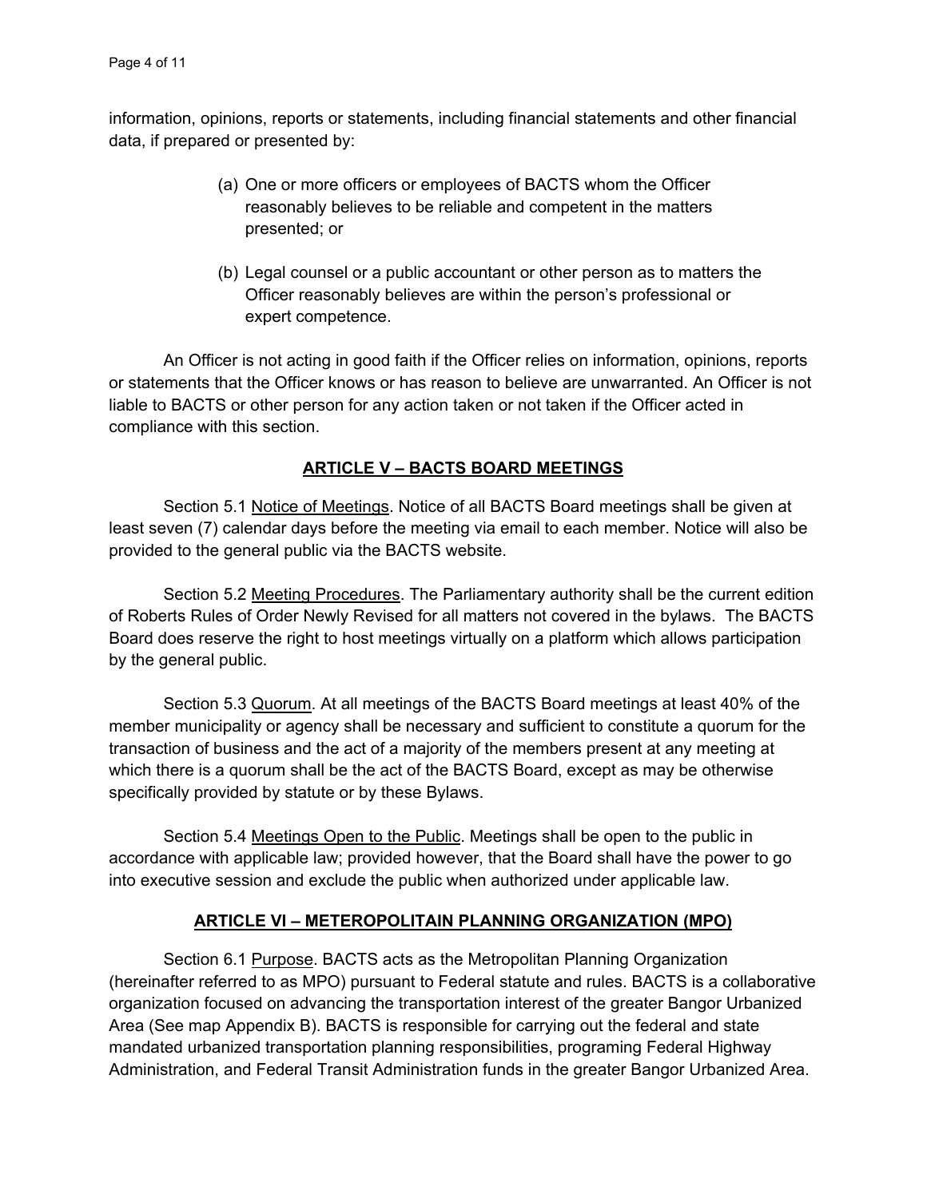information, opinions, reports or statements, including financial statements and other financial data, if prepared or presented by:

(a) One or more officers or employees of BACTS whom the Officer reasonably believes to be reliable and competent in the matters presented; or

(b) Legal counsel or a public accountant or other person as to matters the Officer reasonably believes are within the person's professional or expert competence.

An Officer is not acting in good faith if the Officer relies on information, opinions, reports or statements that the Officer knows or has reason to believe are unwarranted. An Officer is not liable to BACTS or other person for any action taken or not taken if the Officer acted in compliance with this section.

## ARTICLE V – BACTS BOARD MEETINGS

Section 5.1 Notice of Meetings. Notice of all BACTS Board meetings shall be given at least seven (7) calendar days before the meeting via email to each member. Notice will also be provided to the general public via the BACTS website.

Section 5.2 Meeting Procedures. The Parliamentary authority shall be the current edition of Roberts Rules of Order Newly Revised for all matters not covered in the bylaws. The BACTS Board does reserve the right to host meetings virtually on a platform which allows participation by the general public.

Section 5.3 Quorum. At all meetings of the BACTS Board meetings at least 40% of the member municipality or agency shall be necessary and sufficient to constitute a quorum for the transaction of business and the act of a majority of the members present at any meeting at which there is a quorum shall be the act of the BACTS Board, except as may be otherwise specifically provided by statute or by these Bylaws.

Section 5.4 Meetings Open to the Public. Meetings shall be open to the public in accordance with applicable law; provided however, that the Board shall have the power to go into executive session and exclude the public when authorized under applicable law.

## ARTICLE VI – METEROPOLITAIN PLANNING ORGANIZATION (MPO)

Section 6.1 Purpose. BACTS acts as the Metropolitan Planning Organization (hereinafter referred to as MPO) pursuant to Federal statute and rules. BACTS is a collaborative organization focused on advancing the transportation interest of the greater Bangor Urbanized Area (See map Appendix B). BACTS is responsible for carrying out the federal and state mandated urbanized transportation planning responsibilities, programing Federal Highway Administration, and Federal Transit Administration funds in the greater Bangor Urbanized Area.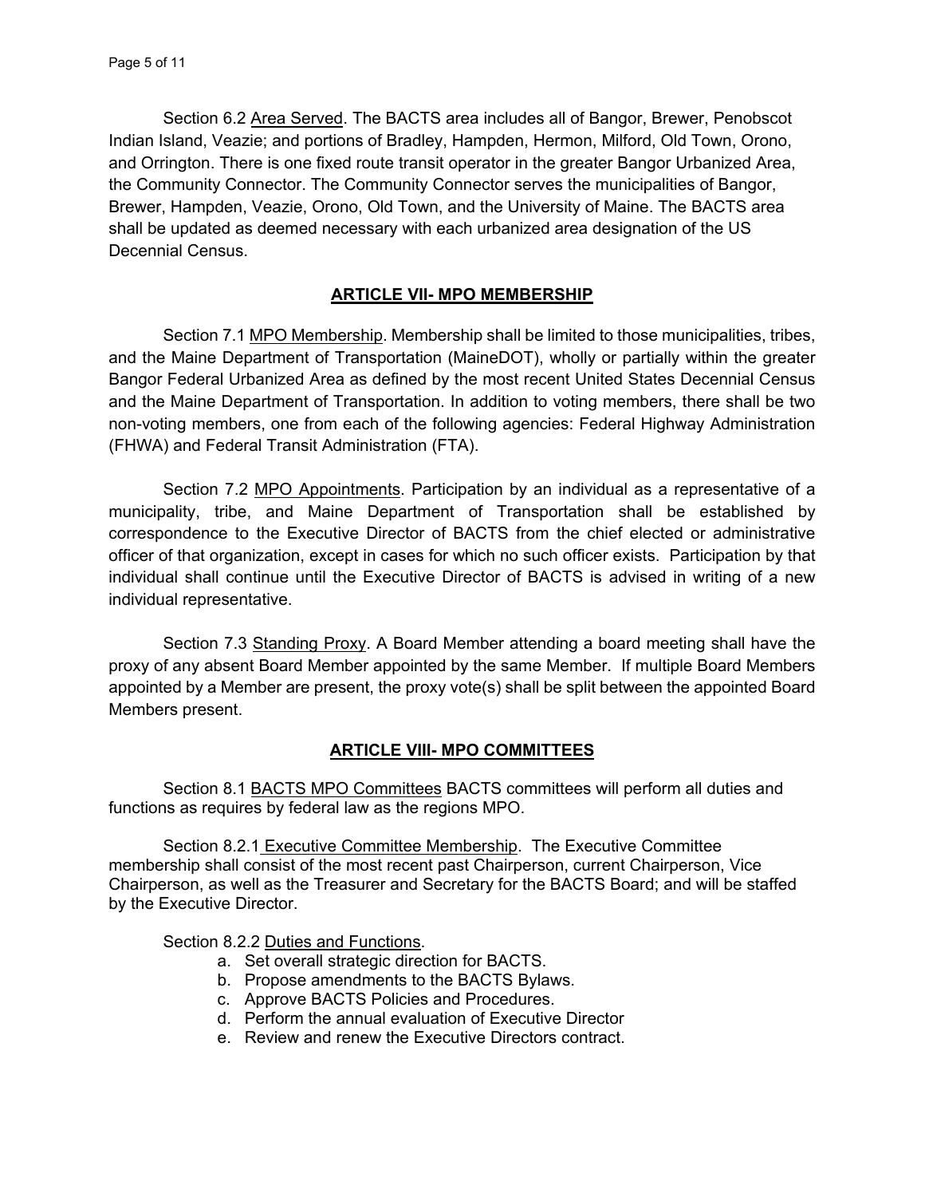Section 6.2 Area Served. The BACTS area includes all of Bangor, Brewer, Penobscot Indian Island, Veazie; and portions of Bradley, Hampden, Hermon, Milford, Old Town, Orono, and Orrington. There is one fixed route transit operator in the greater Bangor Urbanized Area, the Community Connector. The Community Connector serves the municipalities of Bangor, Brewer, Hampden, Veazie, Orono, Old Town, and the University of Maine. The BACTS area shall be updated as deemed necessary with each urbanized area designation of the US Decennial Census.

## ARTICLE VII- MPO MEMBERSHIP

Section 7.1 MPO Membership. Membership shall be limited to those municipalities, tribes, and the Maine Department of Transportation (MaineDOT), wholly or partially within the greater Bangor Federal Urbanized Area as defined by the most recent United States Decennial Census and the Maine Department of Transportation. In addition to voting members, there shall be two non-voting members, one from each of the following agencies: Federal Highway Administration (FHWA) and Federal Transit Administration (FTA).

Section 7.2 MPO Appointments. Participation by an individual as a representative of a municipality, tribe, and Maine Department of Transportation shall be established by correspondence to the Executive Director of BACTS from the chief elected or administrative officer of that organization, except in cases for which no such officer exists. Participation by that individual shall continue until the Executive Director of BACTS is advised in writing of a new individual representative.

Section 7.3 Standing Proxy. A Board Member attending a board meeting shall have the proxy of any absent Board Member appointed by the same Member. If multiple Board Members appointed by a Member are present, the proxy vote(s) shall be split between the appointed Board Members present.

## ARTICLE VIII- MPO COMMITTEES

Section 8.1 BACTS MPO Committees BACTS committees will perform all duties and functions as requires by federal law as the regions MPO.

Section 8.2.1 Executive Committee Membership. The Executive Committee membership shall consist of the most recent past Chairperson, current Chairperson, Vice Chairperson, as well as the Treasurer and Secretary for the BACTS Board; and will be staffed by the Executive Director.

Section 8.2.2 Duties and Functions.

a. Set overall strategic direction for BACTS.
b. Propose amendments to the BACTS Bylaws.
c. Approve BACTS Policies and Procedures.
d. Perform the annual evaluation of Executive Director
e. Review and renew the Executive Directors contract.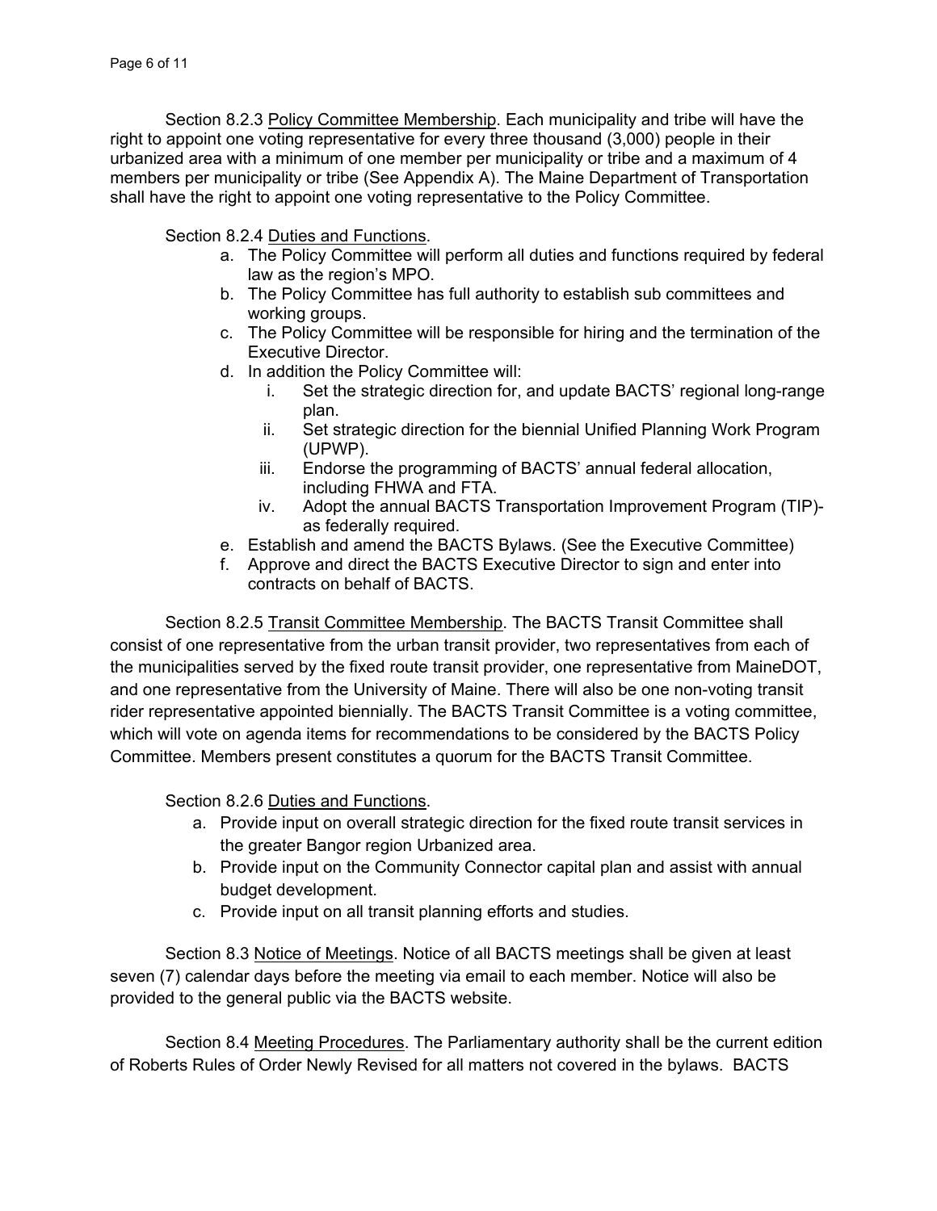Section 8.2.3 <u>Policy Committee Membership</u>. Each municipality and tribe will have the right to appoint one voting representative for every three thousand (3,000) people in their urbanized area with a minimum of one member per municipality or tribe and a maximum of 4 members per municipality or tribe (See Appendix A). The Maine Department of Transportation shall have the right to appoint one voting representative to the Policy Committee.

Section 8.2.4 <u>Duties and Functions</u>.

a. The Policy Committee will perform all duties and functions required by federal law as the region's MPO.
b. The Policy Committee has full authority to establish sub committees and working groups.
c. The Policy Committee will be responsible for hiring and the termination of the Executive Director.
d. In addition the Policy Committee will:
   i. Set the strategic direction for, and update BACTS' regional long-range plan.
   ii. Set strategic direction for the biennial Unified Planning Work Program (UPWP).
   iii. Endorse the programming of BACTS' annual federal allocation, including FHWA and FTA.
   iv. Adopt the annual BACTS Transportation Improvement Program (TIP)- as federally required.
e. Establish and amend the BACTS Bylaws. (See the Executive Committee)
f. Approve and direct the BACTS Executive Director to sign and enter into contracts on behalf of BACTS.

Section 8.2.5 <u>Transit Committee Membership</u>. The BACTS Transit Committee shall consist of one representative from the urban transit provider, two representatives from each of the municipalities served by the fixed route transit provider, one representative from MaineDOT, and one representative from the University of Maine. There will also be one non-voting transit rider representative appointed biennially. The BACTS Transit Committee is a voting committee, which will vote on agenda items for recommendations to be considered by the BACTS Policy Committee. Members present constitutes a quorum for the BACTS Transit Committee.

Section 8.2.6 <u>Duties and Functions</u>.

a. Provide input on overall strategic direction for the fixed route transit services in the greater Bangor region Urbanized area.
b. Provide input on the Community Connector capital plan and assist with annual budget development.
c. Provide input on all transit planning efforts and studies.

Section 8.3 <u>Notice of Meetings</u>. Notice of all BACTS meetings shall be given at least seven (7) calendar days before the meeting via email to each member. Notice will also be provided to the general public via the BACTS website.

Section 8.4 <u>Meeting Procedures</u>. The Parliamentary authority shall be the current edition of Roberts Rules of Order Newly Revised for all matters not covered in the bylaws. BACTS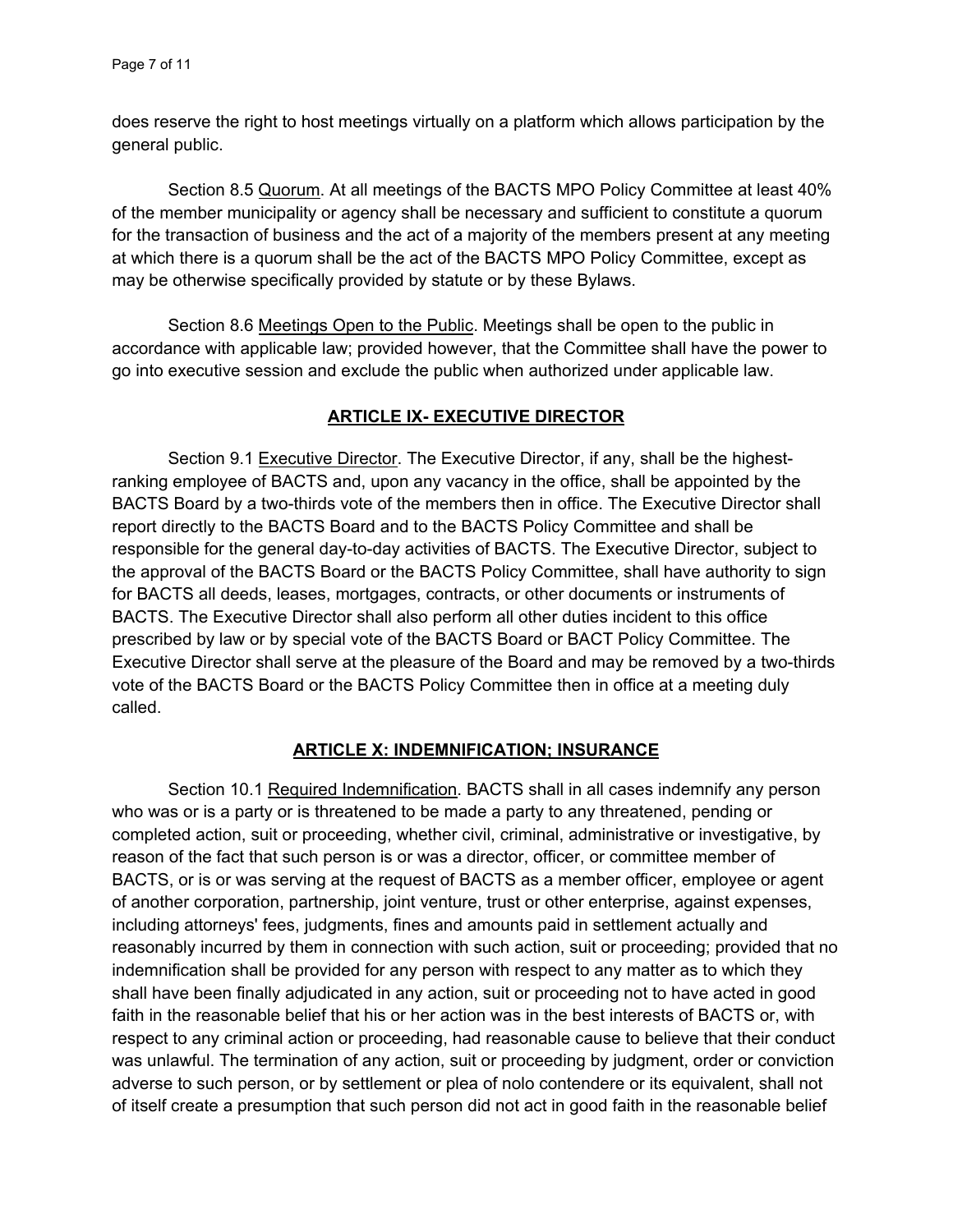does reserve the right to host meetings virtually on a platform which allows participation by the general public.

Section 8.5 Quorum. At all meetings of the BACTS MPO Policy Committee at least 40% of the member municipality or agency shall be necessary and sufficient to constitute a quorum for the transaction of business and the act of a majority of the members present at any meeting at which there is a quorum shall be the act of the BACTS MPO Policy Committee, except as may be otherwise specifically provided by statute or by these Bylaws.

Section 8.6 Meetings Open to the Public. Meetings shall be open to the public in accordance with applicable law; provided however, that the Committee shall have the power to go into executive session and exclude the public when authorized under applicable law.

## ARTICLE IX- EXECUTIVE DIRECTOR

Section 9.1 Executive Director. The Executive Director, if any, shall be the highest-ranking employee of BACTS and, upon any vacancy in the office, shall be appointed by the BACTS Board by a two-thirds vote of the members then in office. The Executive Director shall report directly to the BACTS Board and to the BACTS Policy Committee and shall be responsible for the general day-to-day activities of BACTS. The Executive Director, subject to the approval of the BACTS Board or the BACTS Policy Committee, shall have authority to sign for BACTS all deeds, leases, mortgages, contracts, or other documents or instruments of BACTS. The Executive Director shall also perform all other duties incident to this office prescribed by law or by special vote of the BACTS Board or BACT Policy Committee. The Executive Director shall serve at the pleasure of the Board and may be removed by a two-thirds vote of the BACTS Board or the BACTS Policy Committee then in office at a meeting duly called.

## ARTICLE X: INDEMNIFICATION; INSURANCE

Section 10.1 Required Indemnification. BACTS shall in all cases indemnify any person who was or is a party or is threatened to be made a party to any threatened, pending or completed action, suit or proceeding, whether civil, criminal, administrative or investigative, by reason of the fact that such person is or was a director, officer, or committee member of BACTS, or is or was serving at the request of BACTS as a member officer, employee or agent of another corporation, partnership, joint venture, trust or other enterprise, against expenses, including attorneys' fees, judgments, fines and amounts paid in settlement actually and reasonably incurred by them in connection with such action, suit or proceeding; provided that no indemnification shall be provided for any person with respect to any matter as to which they shall have been finally adjudicated in any action, suit or proceeding not to have acted in good faith in the reasonable belief that his or her action was in the best interests of BACTS or, with respect to any criminal action or proceeding, had reasonable cause to believe that their conduct was unlawful. The termination of any action, suit or proceeding by judgment, order or conviction adverse to such person, or by settlement or plea of nolo contendere or its equivalent, shall not of itself create a presumption that such person did not act in good faith in the reasonable belief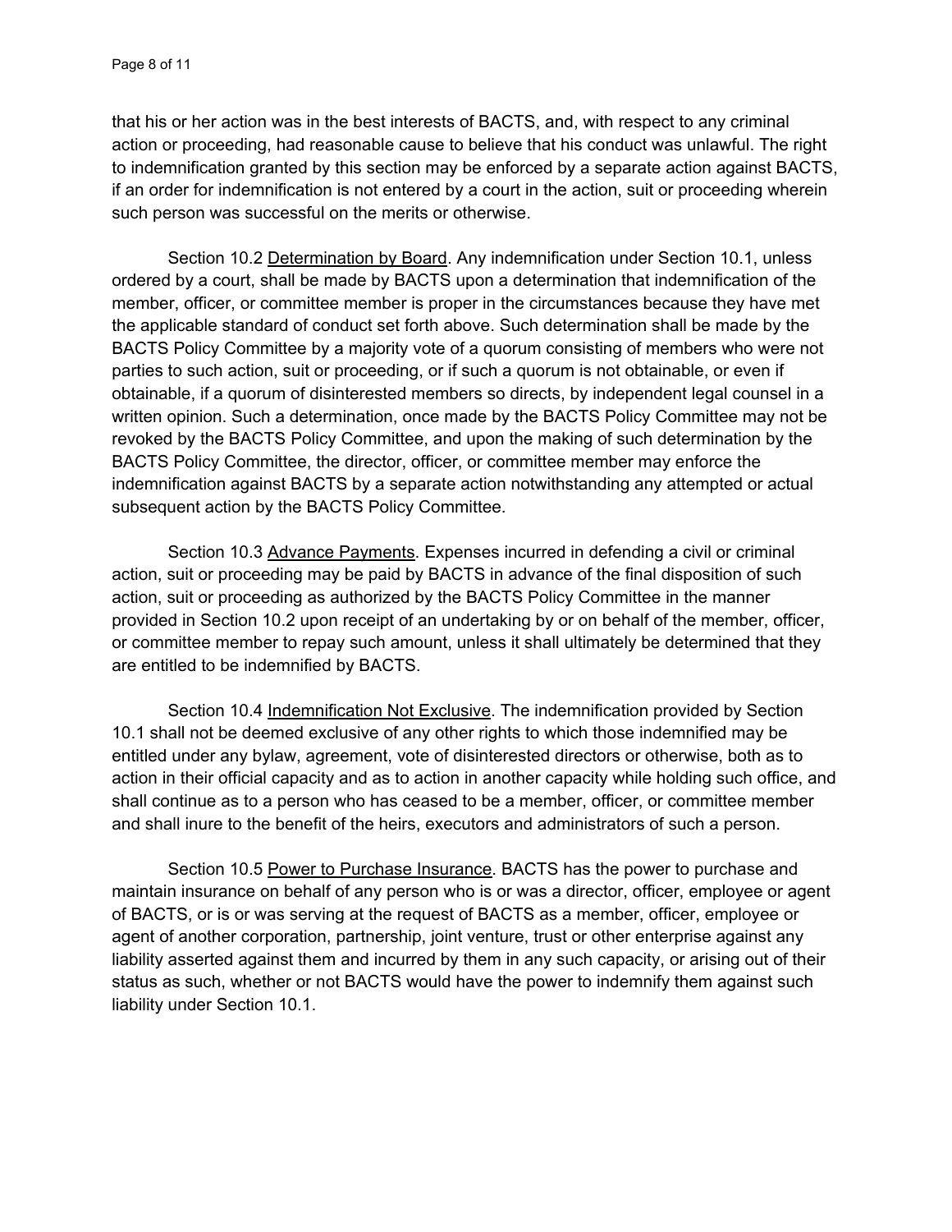that his or her action was in the best interests of BACTS, and, with respect to any criminal action or proceeding, had reasonable cause to believe that his conduct was unlawful. The right to indemnification granted by this section may be enforced by a separate action against BACTS, if an order for indemnification is not entered by a court in the action, suit or proceeding wherein such person was successful on the merits or otherwise.

Section 10.2 Determination by Board. Any indemnification under Section 10.1, unless ordered by a court, shall be made by BACTS upon a determination that indemnification of the member, officer, or committee member is proper in the circumstances because they have met the applicable standard of conduct set forth above. Such determination shall be made by the BACTS Policy Committee by a majority vote of a quorum consisting of members who were not parties to such action, suit or proceeding, or if such a quorum is not obtainable, or even if obtainable, if a quorum of disinterested members so directs, by independent legal counsel in a written opinion. Such a determination, once made by the BACTS Policy Committee may not be revoked by the BACTS Policy Committee, and upon the making of such determination by the BACTS Policy Committee, the director, officer, or committee member may enforce the indemnification against BACTS by a separate action notwithstanding any attempted or actual subsequent action by the BACTS Policy Committee.

Section 10.3 Advance Payments. Expenses incurred in defending a civil or criminal action, suit or proceeding may be paid by BACTS in advance of the final disposition of such action, suit or proceeding as authorized by the BACTS Policy Committee in the manner provided in Section 10.2 upon receipt of an undertaking by or on behalf of the member, officer, or committee member to repay such amount, unless it shall ultimately be determined that they are entitled to be indemnified by BACTS.

Section 10.4 Indemnification Not Exclusive. The indemnification provided by Section 10.1 shall not be deemed exclusive of any other rights to which those indemnified may be entitled under any bylaw, agreement, vote of disinterested directors or otherwise, both as to action in their official capacity and as to action in another capacity while holding such office, and shall continue as to a person who has ceased to be a member, officer, or committee member and shall inure to the benefit of the heirs, executors and administrators of such a person.

Section 10.5 Power to Purchase Insurance. BACTS has the power to purchase and maintain insurance on behalf of any person who is or was a director, officer, employee or agent of BACTS, or is or was serving at the request of BACTS as a member, officer, employee or agent of another corporation, partnership, joint venture, trust or other enterprise against any liability asserted against them and incurred by them in any such capacity, or arising out of their status as such, whether or not BACTS would have the power to indemnify them against such liability under Section 10.1.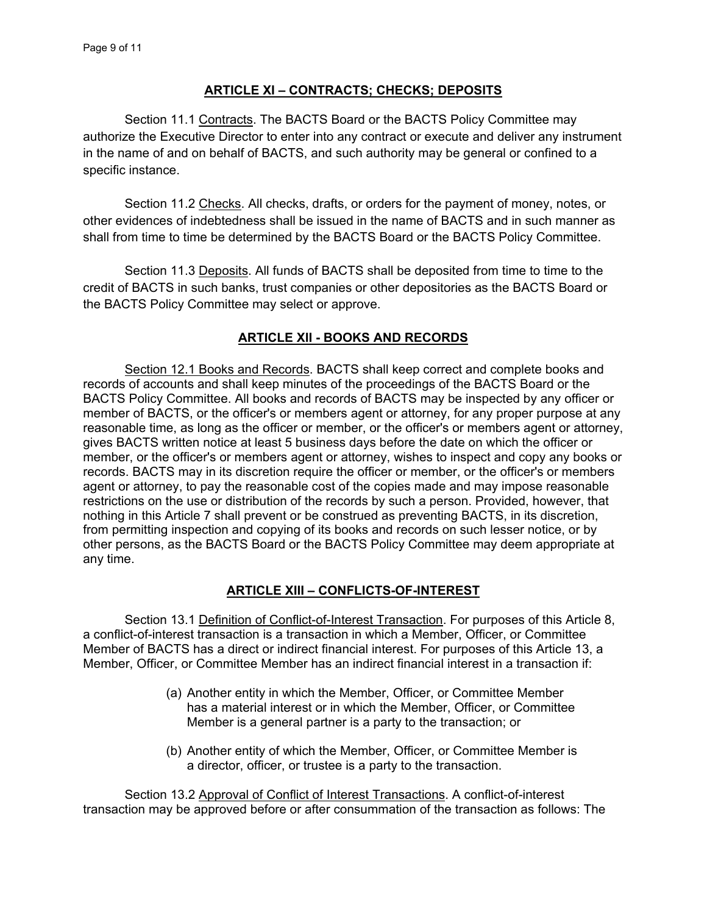## ARTICLE XI – CONTRACTS; CHECKS; DEPOSITS

Section 11.1 Contracts. The BACTS Board or the BACTS Policy Committee may authorize the Executive Director to enter into any contract or execute and deliver any instrument in the name of and on behalf of BACTS, and such authority may be general or confined to a specific instance.

Section 11.2 Checks. All checks, drafts, or orders for the payment of money, notes, or other evidences of indebtedness shall be issued in the name of BACTS and in such manner as shall from time to time be determined by the BACTS Board or the BACTS Policy Committee.

Section 11.3 Deposits. All funds of BACTS shall be deposited from time to time to the credit of BACTS in such banks, trust companies or other depositories as the BACTS Board or the BACTS Policy Committee may select or approve.

## ARTICLE XII - BOOKS AND RECORDS

Section 12.1 Books and Records. BACTS shall keep correct and complete books and records of accounts and shall keep minutes of the proceedings of the BACTS Board or the BACTS Policy Committee. All books and records of BACTS may be inspected by any officer or member of BACTS, or the officer's or members agent or attorney, for any proper purpose at any reasonable time, as long as the officer or member, or the officer's or members agent or attorney, gives BACTS written notice at least 5 business days before the date on which the officer or member, or the officer's or members agent or attorney, wishes to inspect and copy any books or records. BACTS may in its discretion require the officer or member, or the officer's or members agent or attorney, to pay the reasonable cost of the copies made and may impose reasonable restrictions on the use or distribution of the records by such a person. Provided, however, that nothing in this Article 7 shall prevent or be construed as preventing BACTS, in its discretion, from permitting inspection and copying of its books and records on such lesser notice, or by other persons, as the BACTS Board or the BACTS Policy Committee may deem appropriate at any time.

## ARTICLE XIII – CONFLICTS-OF-INTEREST

Section 13.1 Definition of Conflict-of-Interest Transaction. For purposes of this Article 8, a conflict-of-interest transaction is a transaction in which a Member, Officer, or Committee Member of BACTS has a direct or indirect financial interest. For purposes of this Article 13, a Member, Officer, or Committee Member has an indirect financial interest in a transaction if:

(a) Another entity in which the Member, Officer, or Committee Member has a material interest or in which the Member, Officer, or Committee Member is a general partner is a party to the transaction; or

(b) Another entity of which the Member, Officer, or Committee Member is a director, officer, or trustee is a party to the transaction.

Section 13.2 Approval of Conflict of Interest Transactions. A conflict-of-interest transaction may be approved before or after consummation of the transaction as follows: The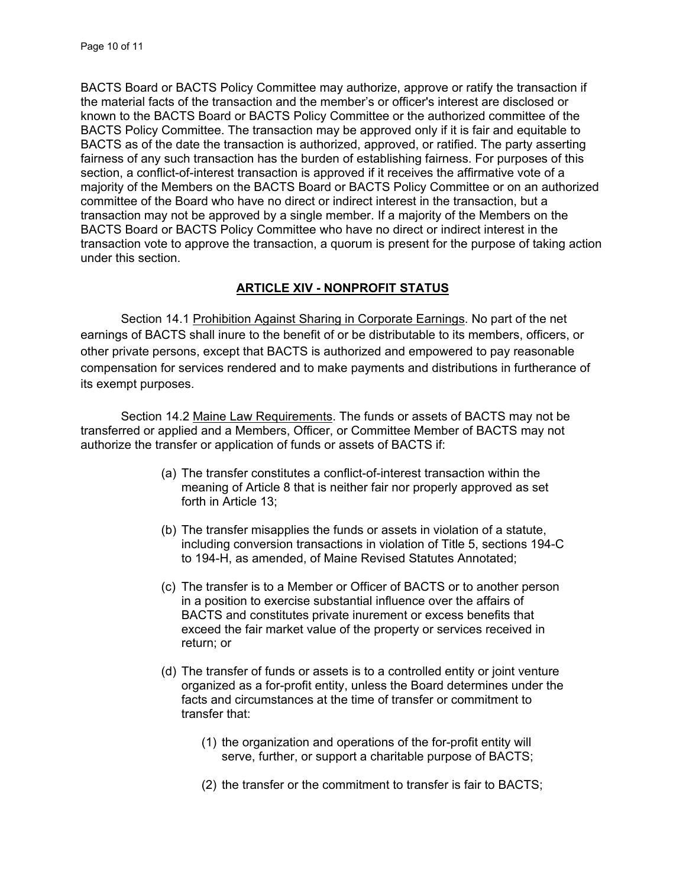BACTS Board or BACTS Policy Committee may authorize, approve or ratify the transaction if the material facts of the transaction and the member's or officer's interest are disclosed or known to the BACTS Board or BACTS Policy Committee or the authorized committee of the BACTS Policy Committee. The transaction may be approved only if it is fair and equitable to BACTS as of the date the transaction is authorized, approved, or ratified. The party asserting fairness of any such transaction has the burden of establishing fairness. For purposes of this section, a conflict-of-interest transaction is approved if it receives the affirmative vote of a majority of the Members on the BACTS Board or BACTS Policy Committee or on an authorized committee of the Board who have no direct or indirect interest in the transaction, but a transaction may not be approved by a single member. If a majority of the Members on the BACTS Board or BACTS Policy Committee who have no direct or indirect interest in the transaction vote to approve the transaction, a quorum is present for the purpose of taking action under this section.

## ARTICLE XIV - NONPROFIT STATUS

Section 14.1 Prohibition Against Sharing in Corporate Earnings. No part of the net earnings of BACTS shall inure to the benefit of or be distributable to its members, officers, or other private persons, except that BACTS is authorized and empowered to pay reasonable compensation for services rendered and to make payments and distributions in furtherance of its exempt purposes.

Section 14.2 Maine Law Requirements. The funds or assets of BACTS may not be transferred or applied and a Members, Officer, or Committee Member of BACTS may not authorize the transfer or application of funds or assets of BACTS if:

(a) The transfer constitutes a conflict-of-interest transaction within the meaning of Article 8 that is neither fair nor properly approved as set forth in Article 13;

(b) The transfer misapplies the funds or assets in violation of a statute, including conversion transactions in violation of Title 5, sections 194-C to 194-H, as amended, of Maine Revised Statutes Annotated;

(c) The transfer is to a Member or Officer of BACTS or to another person in a position to exercise substantial influence over the affairs of BACTS and constitutes private inurement or excess benefits that exceed the fair market value of the property or services received in return; or

(d) The transfer of funds or assets is to a controlled entity or joint venture organized as a for-profit entity, unless the Board determines under the facts and circumstances at the time of transfer or commitment to transfer that:

(1) the organization and operations of the for-profit entity will serve, further, or support a charitable purpose of BACTS;

(2) the transfer or the commitment to transfer is fair to BACTS;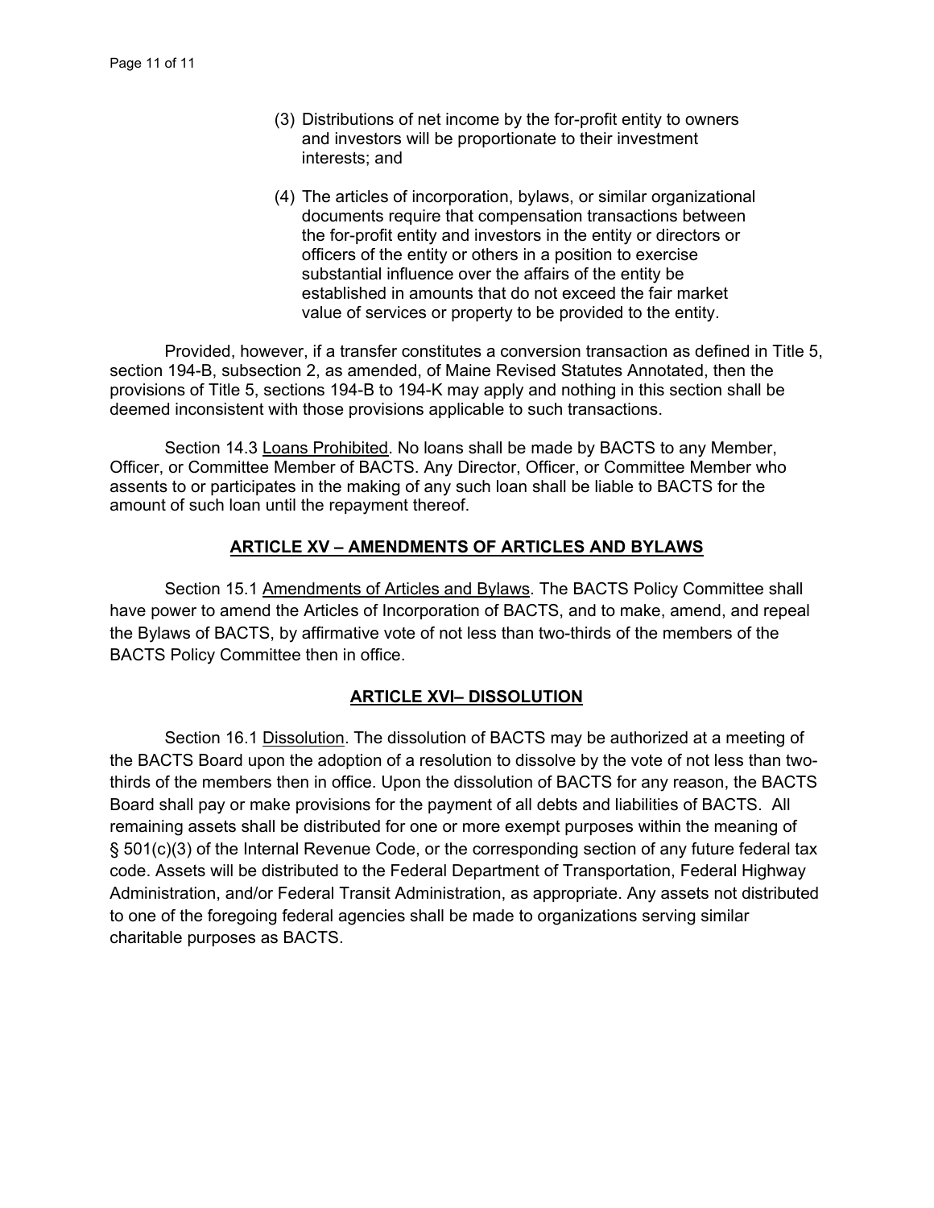(3) Distributions of net income by the for-profit entity to owners and investors will be proportionate to their investment interests; and

(4) The articles of incorporation, bylaws, or similar organizational documents require that compensation transactions between the for-profit entity and investors in the entity or directors or officers of the entity or others in a position to exercise substantial influence over the affairs of the entity be established in amounts that do not exceed the fair market value of services or property to be provided to the entity.

Provided, however, if a transfer constitutes a conversion transaction as defined in Title 5, section 194-B, subsection 2, as amended, of Maine Revised Statutes Annotated, then the provisions of Title 5, sections 194-B to 194-K may apply and nothing in this section shall be deemed inconsistent with those provisions applicable to such transactions.

Section 14.3 Loans Prohibited. No loans shall be made by BACTS to any Member, Officer, or Committee Member of BACTS. Any Director, Officer, or Committee Member who assents to or participates in the making of any such loan shall be liable to BACTS for the amount of such loan until the repayment thereof.

## ARTICLE XV – AMENDMENTS OF ARTICLES AND BYLAWS

Section 15.1 Amendments of Articles and Bylaws. The BACTS Policy Committee shall have power to amend the Articles of Incorporation of BACTS, and to make, amend, and repeal the Bylaws of BACTS, by affirmative vote of not less than two-thirds of the members of the BACTS Policy Committee then in office.

## ARTICLE XVI– DISSOLUTION

Section 16.1 Dissolution. The dissolution of BACTS may be authorized at a meeting of the BACTS Board upon the adoption of a resolution to dissolve by the vote of not less than two-thirds of the members then in office. Upon the dissolution of BACTS for any reason, the BACTS Board shall pay or make provisions for the payment of all debts and liabilities of BACTS. All remaining assets shall be distributed for one or more exempt purposes within the meaning of § 501(c)(3) of the Internal Revenue Code, or the corresponding section of any future federal tax code. Assets will be distributed to the Federal Department of Transportation, Federal Highway Administration, and/or Federal Transit Administration, as appropriate. Any assets not distributed to one of the foregoing federal agencies shall be made to organizations serving similar charitable purposes as BACTS.